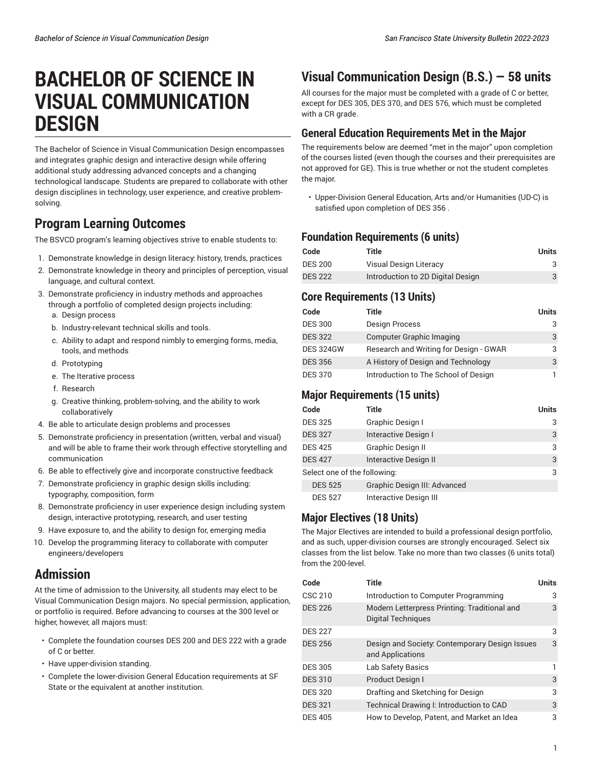# BACHELOR OF SCIENCE IN VISUAL COMMUNICATION DESIGN

The Bachelor of Science in Visual Communication Design encompasses and integrates graphic design and interactive design while offering additional study addressing advanced concepts and a changing technological landscape. Students are prepared to collaborate with other design disciplines in technology, user experience, and creative problem-solving.

## Program Learning Outcomes

The BSVCD program's learning objectives strive to enable students to:

1. Demonstrate knowledge in design literacy: history, trends, practices
2. Demonstrate knowledge in theory and principles of perception, visual language, and cultural context.
3. Demonstrate proficiency in industry methods and approaches through a portfolio of completed design projects including:
   a. Design process
   b. Industry-relevant technical skills and tools.
   c. Ability to adapt and respond nimbly to emerging forms, media, tools, and methods
   d. Prototyping
   e. The Iterative process
   f. Research
   g. Creative thinking, problem-solving, and the ability to work collaboratively
4. Be able to articulate design problems and processes
5. Demonstrate proficiency in presentation (written, verbal and visual) and will be able to frame their work through effective storytelling and communication
6. Be able to effectively give and incorporate constructive feedback
7. Demonstrate proficiency in graphic design skills including: typography, composition, form
8. Demonstrate proficiency in user experience design including system design, interactive prototyping, research, and user testing
9. Have exposure to, and the ability to design for, emerging media
10. Develop the programming literacy to collaborate with computer engineers/developers

## Admission

At the time of admission to the University, all students may elect to be Visual Communication Design majors. No special permission, application, or portfolio is required. Before advancing to courses at the 300 level or higher, however, all majors must:

- Complete the foundation courses DES 200 and DES 222 with a grade of C or better.
- Have upper-division standing.
- Complete the lower-division General Education requirements at SF State or the equivalent at another institution.

## Visual Communication Design (B.S.) — 58 units

All courses for the major must be completed with a grade of C or better, except for DES 305, DES 370, and DES 576, which must be completed with a CR grade.

### General Education Requirements Met in the Major

The requirements below are deemed "met in the major" upon completion of the courses listed (even though the courses and their prerequisites are not approved for GE). This is true whether or not the student completes the major.

- Upper-Division General Education, Arts and/or Humanities (UD-C) is satisfied upon completion of DES 356 .

### Foundation Requirements (6 units)

| Code | Title | Units |
|---|---|---|
| DES 200 | Visual Design Literacy | 3 |
| DES 222 | Introduction to 2D Digital Design | 3 |

### Core Requirements (13 Units)

| Code | Title | Units |
|---|---|---|
| DES 300 | Design Process | 3 |
| DES 322 | Computer Graphic Imaging | 3 |
| DES 324GW | Research and Writing for Design - GWAR | 3 |
| DES 356 | A History of Design and Technology | 3 |
| DES 370 | Introduction to The School of Design | 1 |

### Major Requirements (15 units)

| Code | Title | Units |
|---|---|---|
| DES 325 | Graphic Design I | 3 |
| DES 327 | Interactive Design I | 3 |
| DES 425 | Graphic Design II | 3 |
| DES 427 | Interactive Design II | 3 |
| Select one of the following: | | 3 |
| DES 525 | Graphic Design III: Advanced | |
| DES 527 | Interactive Design III | |

### Major Electives (18 Units)

The Major Electives are intended to build a professional design portfolio, and as such, upper-division courses are strongly encouraged. Select six classes from the list below. Take no more than two classes (6 units total) from the 200-level.

| Code | Title | Units |
|---|---|---|
| CSC 210 | Introduction to Computer Programming | 3 |
| DES 226 | Modern Letterpress Printing: Traditional and Digital Techniques | 3 |
| DES 227 | | 3 |
| DES 256 | Design and Society: Contemporary Design Issues and Applications | 3 |
| DES 305 | Lab Safety Basics | 1 |
| DES 310 | Product Design I | 3 |
| DES 320 | Drafting and Sketching for Design | 3 |
| DES 321 | Technical Drawing I: Introduction to CAD | 3 |
| DES 405 | How to Develop, Patent, and Market an Idea | 3 |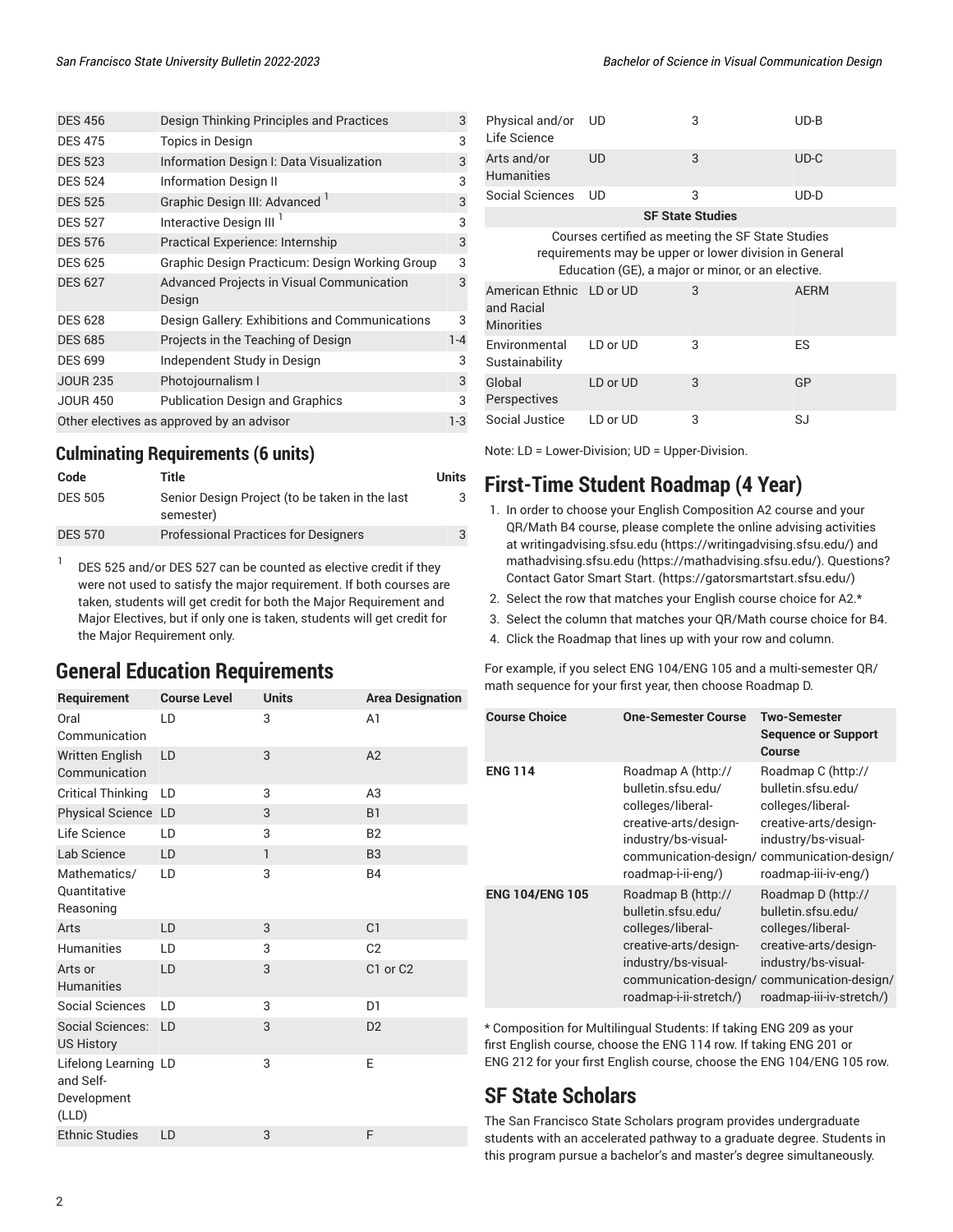| | | |
|---|---|---|
| DES 456 | Design Thinking Principles and Practices | 3 |
| DES 475 | Topics in Design | 3 |
| DES 523 | Information Design I: Data Visualization | 3 |
| DES 524 | Information Design II | 3 |
| DES 525 | Graphic Design III: Advanced [1] | 3 |
| DES 527 | Interactive Design III [1] | 3 |
| DES 576 | Practical Experience: Internship | 3 |
| DES 625 | Graphic Design Practicum: Design Working Group | 3 |
| DES 627 | Advanced Projects in Visual Communication Design | 3 |
| DES 628 | Design Gallery: Exhibitions and Communications | 3 |
| DES 685 | Projects in the Teaching of Design | 1-4 |
| DES 699 | Independent Study in Design | 3 |
| JOUR 235 | Photojournalism I | 3 |
| JOUR 450 | Publication Design and Graphics | 3 |
| Other electives as approved by an advisor | | 1-3 |

## Culminating Requirements (6 units)

| Code | Title | Units |
|---|---|---|
| DES 505 | Senior Design Project (to be taken in the last semester) | 3 |
| DES 570 | Professional Practices for Designers | 3 |

[1] DES 525 and/or DES 527 can be counted as elective credit if they were not used to satisfy the major requirement. If both courses are taken, students will get credit for both the Major Requirement and Major Electives, but if only one is taken, students will get credit for the Major Requirement only.

## General Education Requirements

| Requirement | Course Level | Units | Area Designation |
|---|---|---|---|
| Oral Communication | LD | 3 | A1 |
| Written English Communication | LD | 3 | A2 |
| Critical Thinking | LD | 3 | A3 |
| Physical Science | LD | 3 | B1 |
| Life Science | LD | 3 | B2 |
| Lab Science | LD | 1 | B3 |
| Mathematics/ Quantitative Reasoning | LD | 3 | B4 |
| Arts | LD | 3 | C1 |
| Humanities | LD | 3 | C2 |
| Arts or Humanities | LD | 3 | C1 or C2 |
| Social Sciences | LD | 3 | D1 |
| Social Sciences: US History | LD | 3 | D2 |
| Lifelong Learning and Self-Development (LLD) | LD | 3 | E |
| Ethnic Studies | LD | 3 | F |
| Physical and/or Life Science | UD | 3 | UD-B |
| Arts and/or Humanities | UD | 3 | UD-C |
| Social Sciences | UD | 3 | UD-D |
| **SF State Studies** | | | |
| Courses certified as meeting the SF State Studies requirements may be upper or lower division in General Education (GE), a major or minor, or an elective. | | | |
| American Ethnic and Racial Minorities | LD or UD | 3 | AERM |
| Environmental Sustainability | LD or UD | 3 | ES |
| Global Perspectives | LD or UD | 3 | GP |
| Social Justice | LD or UD | 3 | SJ |

Note: LD = Lower-Division; UD = Upper-Division.

## First-Time Student Roadmap (4 Year)

1. In order to choose your English Composition A2 course and your QR/Math B4 course, please complete the online advising activities at writingadvising.sfsu.edu (https://writingadvising.sfsu.edu/) and mathadvising.sfsu.edu (https://mathadvising.sfsu.edu/). Questions? Contact Gator Smart Start. (https://gatorsmartstart.sfsu.edu/)
2. Select the row that matches your English course choice for A2.*
3. Select the column that matches your QR/Math course choice for B4.
4. Click the Roadmap that lines up with your row and column.

For example, if you select ENG 104/ENG 105 and a multi-semester QR/ math sequence for your first year, then choose Roadmap D.

| Course Choice | One-Semester Course | Two-Semester Sequence or Support Course |
|---|---|---|
| **ENG 114** | Roadmap A (http://bulletin.sfsu.edu/colleges/liberal-creative-arts/design-industry/bs-visual-communication-design/roadmap-i-ii-eng/) | Roadmap C (http://bulletin.sfsu.edu/colleges/liberal-creative-arts/design-industry/bs-visual-communication-design/roadmap-iii-iv-eng/) |
| **ENG 104/ENG 105** | Roadmap B (http://bulletin.sfsu.edu/colleges/liberal-creative-arts/design-industry/bs-visual-communication-design/roadmap-i-ii-stretch/) | Roadmap D (http://bulletin.sfsu.edu/colleges/liberal-creative-arts/design-industry/bs-visual-communication-design/roadmap-iii-iv-stretch/) |

\* Composition for Multilingual Students: If taking ENG 209 as your first English course, choose the ENG 114 row. If taking ENG 201 or ENG 212 for your first English course, choose the ENG 104/ENG 105 row.

## SF State Scholars

The San Francisco State Scholars program provides undergraduate students with an accelerated pathway to a graduate degree. Students in this program pursue a bachelor's and master's degree simultaneously.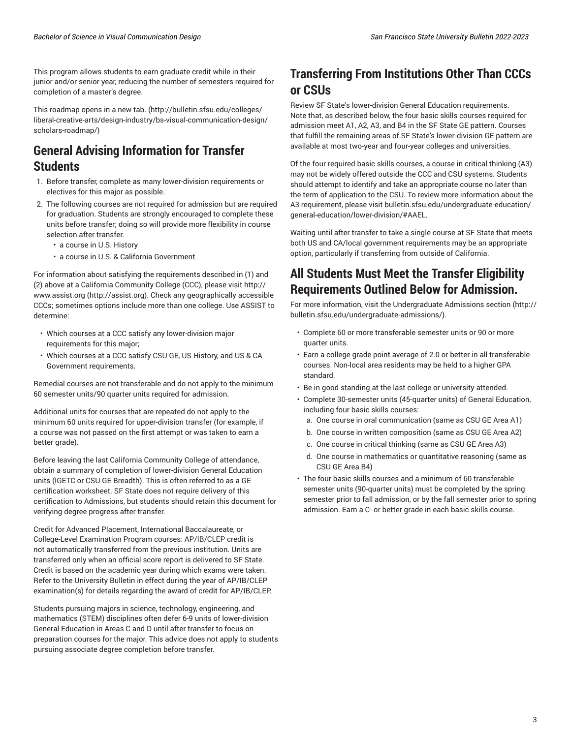This program allows students to earn graduate credit while in their junior and/or senior year, reducing the number of semesters required for completion of a master's degree.

This roadmap opens in a new tab. (http://bulletin.sfsu.edu/colleges/liberal-creative-arts/design-industry/bs-visual-communication-design/scholars-roadmap/)

## General Advising Information for Transfer Students

1. Before transfer, complete as many lower-division requirements or electives for this major as possible.
2. The following courses are not required for admission but are required for graduation. Students are strongly encouraged to complete these units before transfer; doing so will provide more flexibility in course selection after transfer.
   - a course in U.S. History
   - a course in U.S. & California Government

For information about satisfying the requirements described in (1) and (2) above at a California Community College (CCC), please visit http://www.assist.org (http://assist.org). Check any geographically accessible CCCs; sometimes options include more than one college. Use ASSIST to determine:

- Which courses at a CCC satisfy any lower-division major requirements for this major;
- Which courses at a CCC satisfy CSU GE, US History, and US & CA Government requirements.

Remedial courses are not transferable and do not apply to the minimum 60 semester units/90 quarter units required for admission.

Additional units for courses that are repeated do not apply to the minimum 60 units required for upper-division transfer (for example, if a course was not passed on the first attempt or was taken to earn a better grade).

Before leaving the last California Community College of attendance, obtain a summary of completion of lower-division General Education units (IGETC or CSU GE Breadth). This is often referred to as a GE certification worksheet. SF State does not require delivery of this certification to Admissions, but students should retain this document for verifying degree progress after transfer.

Credit for Advanced Placement, International Baccalaureate, or College-Level Examination Program courses: AP/IB/CLEP credit is not automatically transferred from the previous institution. Units are transferred only when an official score report is delivered to SF State. Credit is based on the academic year during which exams were taken. Refer to the University Bulletin in effect during the year of AP/IB/CLEP examination(s) for details regarding the award of credit for AP/IB/CLEP.

Students pursuing majors in science, technology, engineering, and mathematics (STEM) disciplines often defer 6-9 units of lower-division General Education in Areas C and D until after transfer to focus on preparation courses for the major. This advice does not apply to students pursuing associate degree completion before transfer.

## Transferring From Institutions Other Than CCCs or CSUs

Review SF State's lower-division General Education requirements. Note that, as described below, the four basic skills courses required for admission meet A1, A2, A3, and B4 in the SF State GE pattern. Courses that fulfill the remaining areas of SF State's lower-division GE pattern are available at most two-year and four-year colleges and universities.

Of the four required basic skills courses, a course in critical thinking (A3) may not be widely offered outside the CCC and CSU systems. Students should attempt to identify and take an appropriate course no later than the term of application to the CSU. To review more information about the A3 requirement, please visit bulletin.sfsu.edu/undergraduate-education/general-education/lower-division/#AAEL.

Waiting until after transfer to take a single course at SF State that meets both US and CA/local government requirements may be an appropriate option, particularly if transferring from outside of California.

## All Students Must Meet the Transfer Eligibility Requirements Outlined Below for Admission.

For more information, visit the Undergraduate Admissions section (http://bulletin.sfsu.edu/undergraduate-admissions/).

- Complete 60 or more transferable semester units or 90 or more quarter units.
- Earn a college grade point average of 2.0 or better in all transferable courses. Non-local area residents may be held to a higher GPA standard.
- Be in good standing at the last college or university attended.
- Complete 30-semester units (45-quarter units) of General Education, including four basic skills courses:
  a. One course in oral communication (same as CSU GE Area A1)
  b. One course in written composition (same as CSU GE Area A2)
  c. One course in critical thinking (same as CSU GE Area A3)
  d. One course in mathematics or quantitative reasoning (same as CSU GE Area B4)
- The four basic skills courses and a minimum of 60 transferable semester units (90-quarter units) must be completed by the spring semester prior to fall admission, or by the fall semester prior to spring admission. Earn a C- or better grade in each basic skills course.